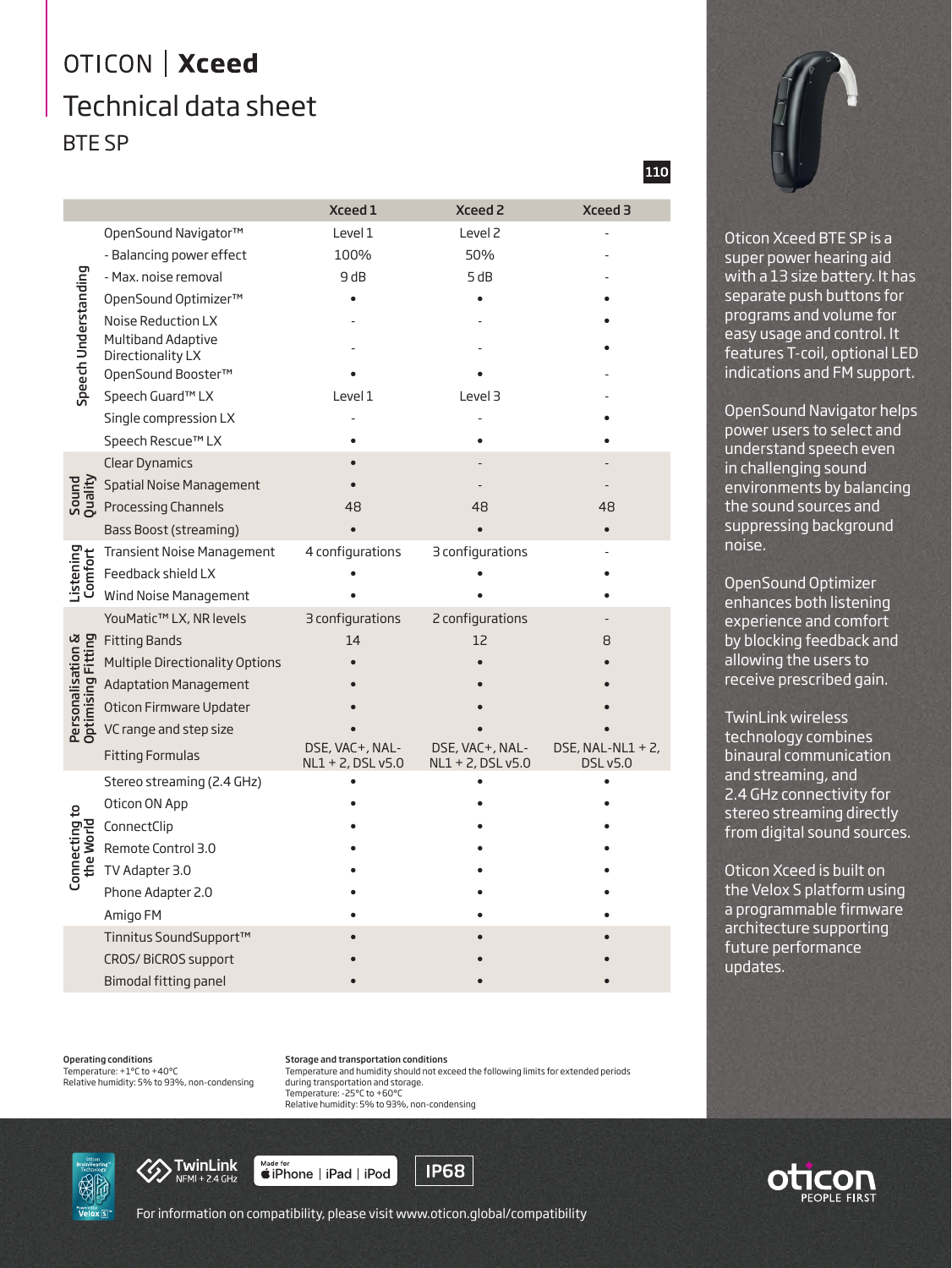# OTICON | **Xceed**

## Technical data sheet

### BTE SP

110

| | | Xceed 1 | Xceed 2 | Xceed 3 |
|---|---|---|---|---|
| Speech Understanding | OpenSound Navigator™ | Level 1 | Level 2 | - |
| | - Balancing power effect | 100% | 50% | - |
| | - Max. noise removal | 9 dB | 5 dB | - |
| | OpenSound Optimizer™ | • | • | • |
| | Noise Reduction LX | - | - | • |
| | Multiband Adaptive Directionality LX | - | - | • |
| | OpenSound Booster™ | • | • | - |
| | Speech Guard™ LX | Level 1 | Level 3 | - |
| | Single compression LX | - | - | • |
| | Speech Rescue™ LX | • | • | • |
| Sound Quality | Clear Dynamics | • | - | - |
| | Spatial Noise Management | • | - | - |
| | Processing Channels | 48 | 48 | 48 |
| | Bass Boost (streaming) | • | • | • |
| Listening Comfort | Transient Noise Management | 4 configurations | 3 configurations | - |
| | Feedback shield LX | • | • | • |
| | Wind Noise Management | • | • | • |
| Personalisation & Optimising Fitting | YouMatic™ LX, NR levels | 3 configurations | 2 configurations | - |
| | Fitting Bands | 14 | 12 | 8 |
| | Multiple Directionality Options | • | • | • |
| | Adaptation Management | • | • | • |
| | Oticon Firmware Updater | • | • | • |
| | VC range and step size | • | • | • |
| | Fitting Formulas | DSE, VAC+, NAL-NL1 + 2, DSL v5.0 | DSE, VAC+, NAL-NL1 + 2, DSL v5.0 | DSE, NAL-NL1 + 2, DSL v5.0 |
| Connecting to the World | Stereo streaming (2.4 GHz) | • | • | • |
| | Oticon ON App | • | • | • |
| | ConnectClip | • | • | • |
| | Remote Control 3.0 | • | • | • |
| | TV Adapter 3.0 | • | • | • |
| | Phone Adapter 2.0 | • | • | • |
| | Amigo FM | • | • | • |
| | Tinnitus SoundSupport™ | • | • | • |
| | CROS/ BiCROS support | • | • | • |
| | Bimodal fitting panel | • | • | • |

Oticon Xceed BTE SP is a super power hearing aid with a 13 size battery. It has separate push buttons for programs and volume for easy usage and control. It features T-coil, optional LED indications and FM support.

OpenSound Navigator helps power users to select and understand speech even in challenging sound environments by balancing the sound sources and suppressing background noise.

OpenSound Optimizer enhances both listening experience and comfort by blocking feedback and allowing the users to receive prescribed gain.

TwinLink wireless technology combines binaural communication and streaming, and 2.4 GHz connectivity for stereo streaming directly from digital sound sources.

Oticon Xceed is built on the Velox S platform using a programmable firmware architecture supporting future performance updates.

**Operating conditions**
Temperature: +1°C to +40°C
Relative humidity: 5% to 93%, non-condensing

**Storage and transportation conditions**
Temperature and humidity should not exceed the following limits for extended periods during transportation and storage.
Temperature: -25°C to +60°C
Relative humidity: 5% to 93%, non-condensing

TwinLink NFMI + 2.4 GHz | Made for iPhone | iPad | iPod | IP68

For information on compatibility, please visit www.oticon.global/compatibility

oticon PEOPLE FIRST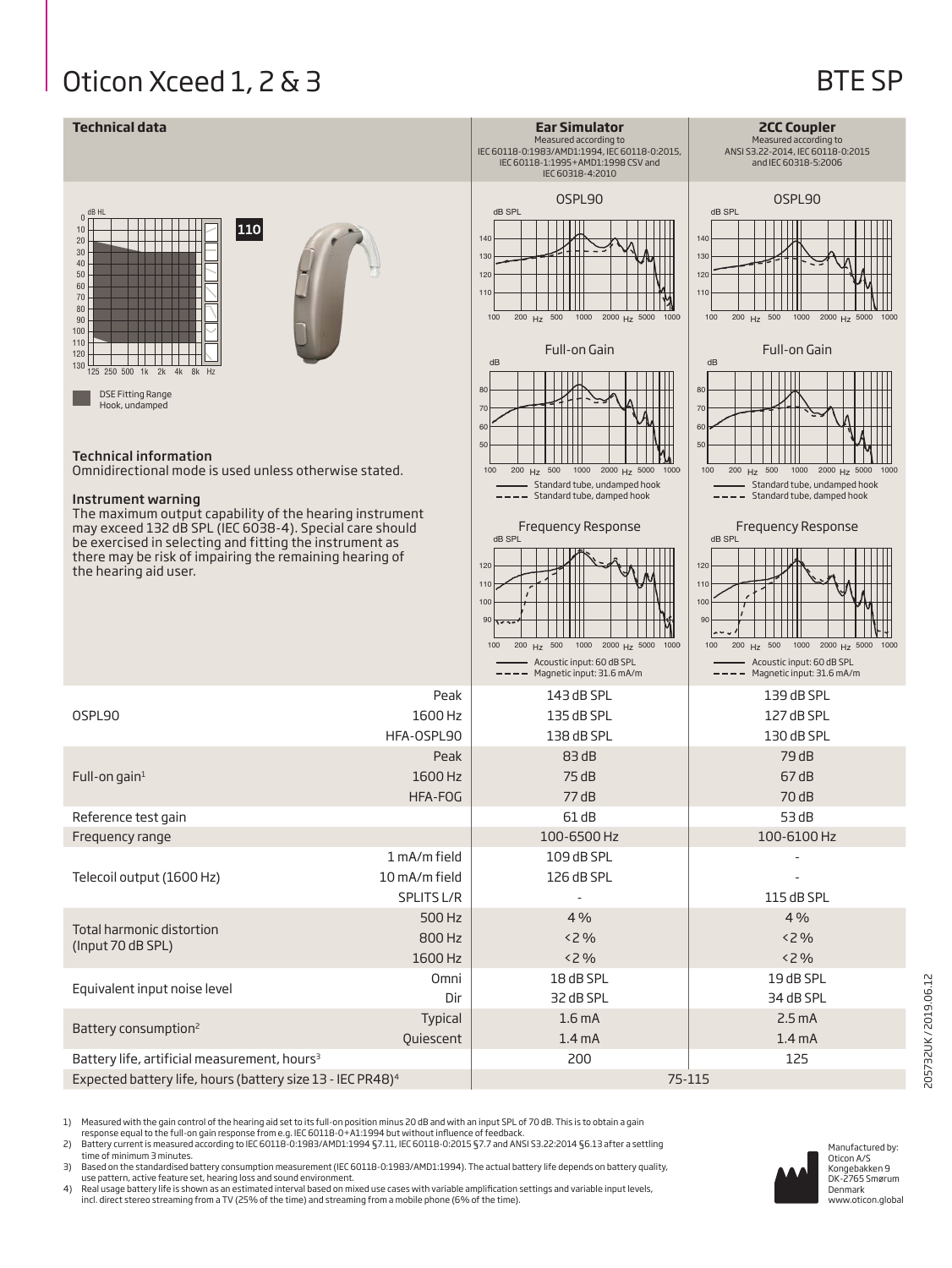# Oticon Xceed 1, 2 & 3

# BTE SP

**Technical data**

dB HL
0
10
20
30
40
50
60
70
80
90
100
110
120
130
125 250 500 1k 2k 4k 8k Hz

110

DSE Fitting Range
Hook, undamped

### Technical information

Omnidirectional mode is used unless otherwise stated.

### Instrument warning

The maximum output capability of the hearing instrument may exceed 132 dB SPL (IEC 6038-4). Special care should be exercised in selecting and fitting the instrument as there may be risk of impairing the remaining hearing of the hearing aid user.

**Ear Simulator**
Measured according to IEC 60118-0:1983/AMD1:1994, IEC 60118-0:2015, IEC 60118-1:1995+AMD1:1998 CSV and IEC 60318-4:2010

OSPL90
dB SPL
140
130
120
110
100 200 Hz 500 1000 2000 Hz 5000 1000

Full-on Gain
dB
80
70
60
50
100 200 Hz 500 1000 2000 Hz 5000 1000

Standard tube, undamped hook
Standard tube, damped hook

Frequency Response
dB SPL
120
110
100
90
100 200 Hz 500 1000 2000 Hz 5000 1000

Acoustic input: 60 dB SPL
Magnetic input: 31.6 mA/m

**2CC Coupler**
Measured according to ANSI S3.22-2014, IEC 60118-0:2015 and IEC 60318-5:2006

OSPL90
dB SPL
140
130
120
110
100 200 Hz 500 1000 2000 Hz 5000 1000

Full-on Gain
dB
80
70
60
50
100 200 Hz 500 1000 2000 Hz 5000 1000

Standard tube, undamped hook
Standard tube, damped hook

Frequency Response
dB SPL
120
110
100
90
100 200 Hz 500 1000 2000 Hz 5000 1000

Acoustic input: 60 dB SPL
Magnetic input: 31.6 mA/m

| | | Ear Simulator | 2CC Coupler |
|---|---|---|---|
| OSPL90 | Peak | 143 dB SPL | 139 dB SPL |
| | 1600 Hz | 135 dB SPL | 127 dB SPL |
| | HFA-OSPL90 | 138 dB SPL | 130 dB SPL |
| Full-on gain[1] | Peak | 83 dB | 79 dB |
| | 1600 Hz | 75 dB | 67 dB |
| | HFA-FOG | 77 dB | 70 dB |
| Reference test gain | | 61 dB | 53 dB |
| Frequency range | | 100-6500 Hz | 100-6100 Hz |
| Telecoil output (1600 Hz) | 1 mA/m field | 109 dB SPL | - |
| | 10 mA/m field | 126 dB SPL | - |
| | SPLITS L/R | - | 115 dB SPL |
| Total harmonic distortion (Input 70 dB SPL) | 500 Hz | 4 % | 4 % |
| | 800 Hz | <2 % | <2 % |
| | 1600 Hz | <2 % | <2 % |
| Equivalent input noise level | Omni | 18 dB SPL | 19 dB SPL |
| | Dir | 32 dB SPL | 34 dB SPL |
| Battery consumption[2] | Typical | 1.6 mA | 2.5 mA |
| | Quiescent | 1.4 mA | 1.4 mA |
| Battery life, artificial measurement, hours[3] | | 200 | 125 |
| Expected battery life, hours (battery size 13 - IEC PR48)[4] | | 75-115 | |

1) Measured with the gain control of the hearing aid set to its full-on position minus 20 dB and with an input SPL of 70 dB. This is to obtain a gain response equal to the full-on gain response from e.g. IEC 60118-0+A1:1994 but without influence of feedback.
2) Battery current is measured according to IEC 60118-0:1983/AMD1:1994 §7.11, IEC 60118-0:2015 §7.7 and ANSI S3.22:2014 §6.13 after a settling time of minimum 3 minutes.
3) Based on the standardised battery consumption measurement (IEC 60118-0:1983/AMD1:1994). The actual battery life depends on battery quality, use pattern, active feature set, hearing loss and sound environment.
4) Real usage battery life is shown as an estimated interval based on mixed use cases with variable amplification settings and variable input levels, incl. direct stereo streaming from a TV (25% of the time) and streaming from a mobile phone (6% of the time).

Manufactured by:
Oticon A/S
Kongebakken 9
DK-2765 Smørum
Denmark
www.oticon.global

205732UK / 2019.06.12